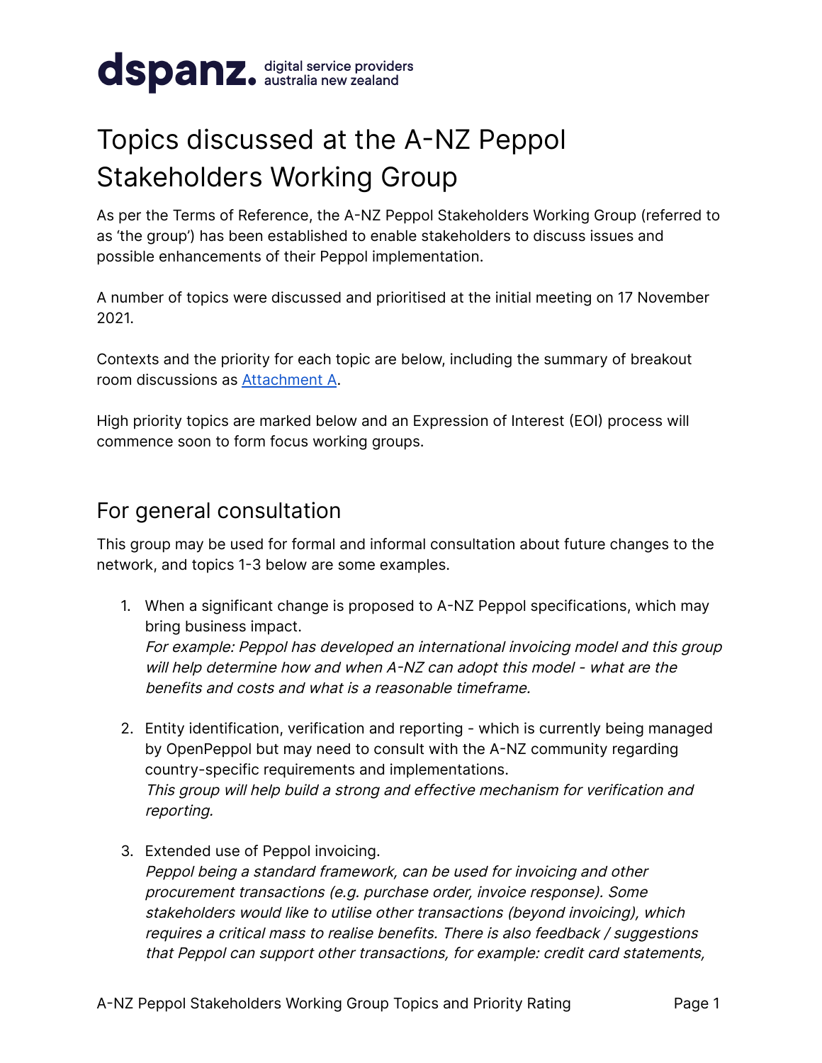dspanz. digital service providers australia new zealand

# Topics discussed at the A-NZ Peppol Stakeholders Working Group

As per the Terms of Reference, the A-NZ Peppol Stakeholders Working Group (referred to as 'the group') has been established to enable stakeholders to discuss issues and possible enhancements of their Peppol implementation.

A number of topics were discussed and prioritised at the initial meeting on 17 November 2021.

Contexts and the priority for each topic are below, including the summary of breakout room discussions as [Attachment A](#).

High priority topics are marked below and an Expression of Interest (EOI) process will commence soon to form focus working groups.

## For general consultation

This group may be used for formal and informal consultation about future changes to the network, and topics 1-3 below are some examples.

1. When a significant change is proposed to A-NZ Peppol specifications, which may bring business impact.
   *For example: Peppol has developed an international invoicing model and this group will help determine how and when A-NZ can adopt this model - what are the benefits and costs and what is a reasonable timeframe.*

2. Entity identification, verification and reporting - which is currently being managed by OpenPeppol but may need to consult with the A-NZ community regarding country-specific requirements and implementations.
   *This group will help build a strong and effective mechanism for verification and reporting.*

3. Extended use of Peppol invoicing.
   *Peppol being a standard framework, can be used for invoicing and other procurement transactions (e.g. purchase order, invoice response). Some stakeholders would like to utilise other transactions (beyond invoicing), which requires a critical mass to realise benefits. There is also feedback / suggestions that Peppol can support other transactions, for example: credit card statements,*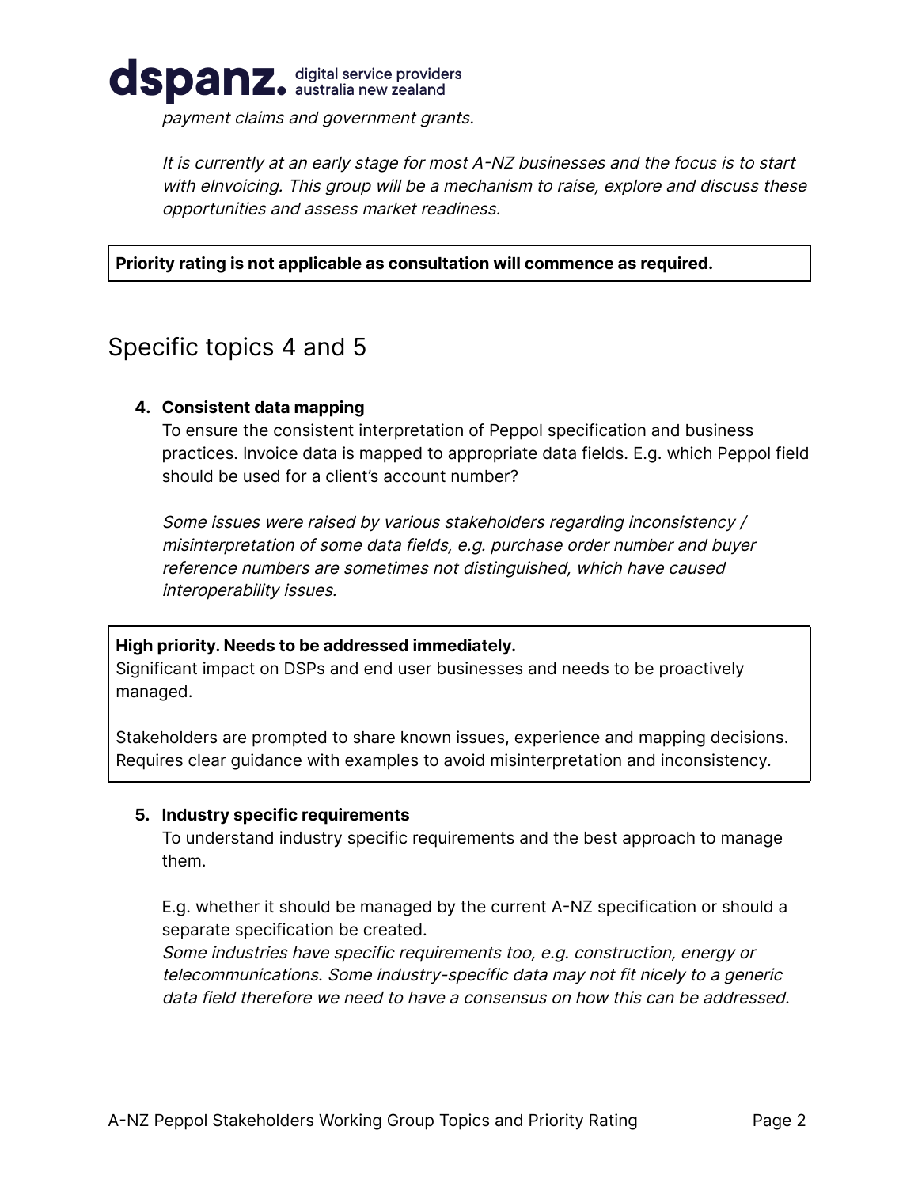*payment claims and government grants.*

*It is currently at an early stage for most A-NZ businesses and the focus is to start with eInvoicing. This group will be a mechanism to raise, explore and discuss these opportunities and assess market readiness.*

**Priority rating is not applicable as consultation will commence as required.**

## Specific topics 4 and 5

4. **Consistent data mapping**
   To ensure the consistent interpretation of Peppol specification and business practices. Invoice data is mapped to appropriate data fields. E.g. which Peppol field should be used for a client's account number?

   *Some issues were raised by various stakeholders regarding inconsistency / misinterpretation of some data fields, e.g. purchase order number and buyer reference numbers are sometimes not distinguished, which have caused interoperability issues.*

**High priority. Needs to be addressed immediately.**
Significant impact on DSPs and end user businesses and needs to be proactively managed.

Stakeholders are prompted to share known issues, experience and mapping decisions. Requires clear guidance with examples to avoid misinterpretation and inconsistency.

5. **Industry specific requirements**
   To understand industry specific requirements and the best approach to manage them.

   E.g. whether it should be managed by the current A-NZ specification or should a separate specification be created.
   *Some industries have specific requirements too, e.g. construction, energy or telecommunications. Some industry-specific data may not fit nicely to a generic data field therefore we need to have a consensus on how this can be addressed.*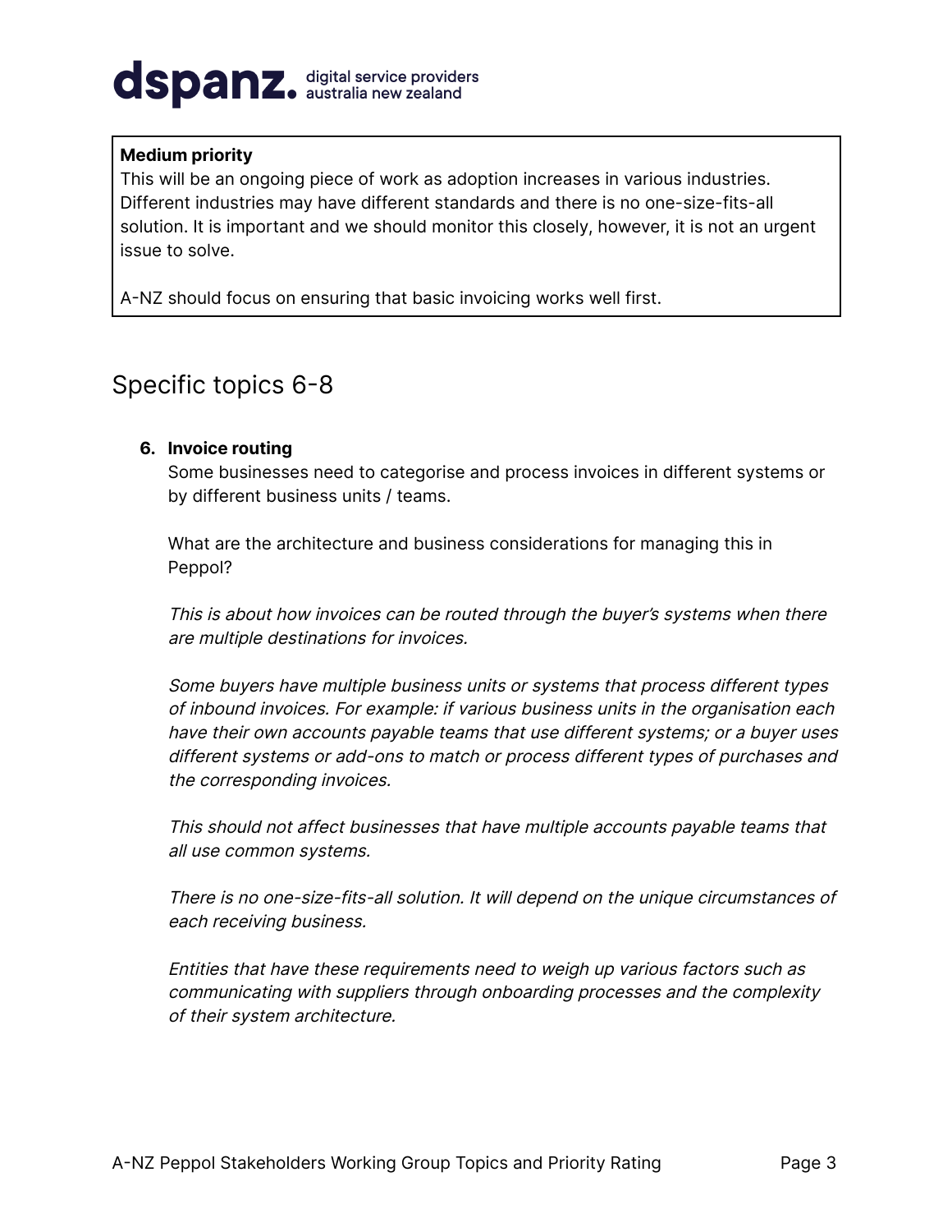**Medium priority**

This will be an ongoing piece of work as adoption increases in various industries. Different industries may have different standards and there is no one-size-fits-all solution. It is important and we should monitor this closely, however, it is not an urgent issue to solve.

A-NZ should focus on ensuring that basic invoicing works well first.

## Specific topics 6-8

6. **Invoice routing**

   Some businesses need to categorise and process invoices in different systems or by different business units / teams.

   What are the architecture and business considerations for managing this in Peppol?

   *This is about how invoices can be routed through the buyer's systems when there are multiple destinations for invoices.*

   *Some buyers have multiple business units or systems that process different types of inbound invoices. For example: if various business units in the organisation each have their own accounts payable teams that use different systems; or a buyer uses different systems or add-ons to match or process different types of purchases and the corresponding invoices.*

   *This should not affect businesses that have multiple accounts payable teams that all use common systems.*

   *There is no one-size-fits-all solution. It will depend on the unique circumstances of each receiving business.*

   *Entities that have these requirements need to weigh up various factors such as communicating with suppliers through onboarding processes and the complexity of their system architecture.*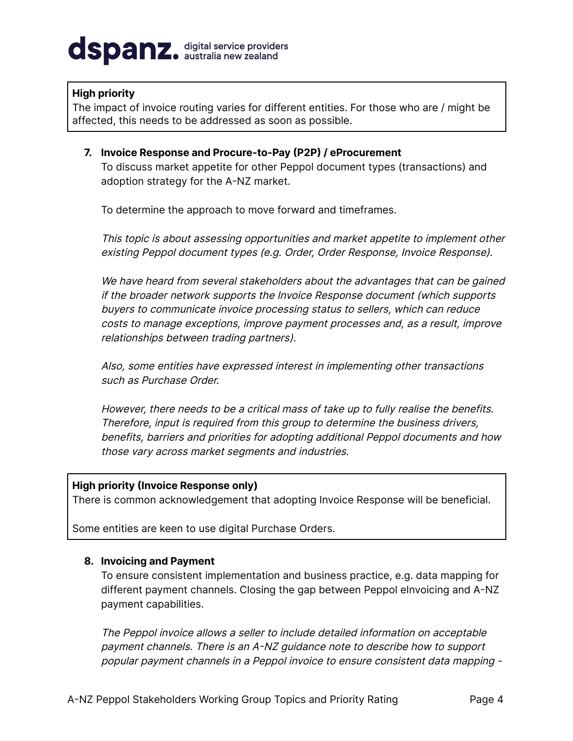> **High priority**
> The impact of invoice routing varies for different entities. For those who are / might be affected, this needs to be addressed as soon as possible.

7. **Invoice Response and Procure-to-Pay (P2P) / eProcurement**

   To discuss market appetite for other Peppol document types (transactions) and adoption strategy for the A-NZ market.

   To determine the approach to move forward and timeframes.

   *This topic is about assessing opportunities and market appetite to implement other existing Peppol document types (e.g. Order, Order Response, Invoice Response).*

   *We have heard from several stakeholders about the advantages that can be gained if the broader network supports the Invoice Response document (which supports buyers to communicate invoice processing status to sellers, which can reduce costs to manage exceptions, improve payment processes and, as a result, improve relationships between trading partners).*

   *Also, some entities have expressed interest in implementing other transactions such as Purchase Order.*

   *However, there needs to be a critical mass of take up to fully realise the benefits. Therefore, input is required from this group to determine the business drivers, benefits, barriers and priorities for adopting additional Peppol documents and how those vary across market segments and industries.*

> **High priority (Invoice Response only)**
> There is common acknowledgement that adopting Invoice Response will be beneficial.
>
> Some entities are keen to use digital Purchase Orders.

8. **Invoicing and Payment**

   To ensure consistent implementation and business practice, e.g. data mapping for different payment channels. Closing the gap between Peppol eInvoicing and A-NZ payment capabilities.

   *The Peppol invoice allows a seller to include detailed information on acceptable payment channels. There is an A-NZ guidance note to describe how to support popular payment channels in a Peppol invoice to ensure consistent data mapping -*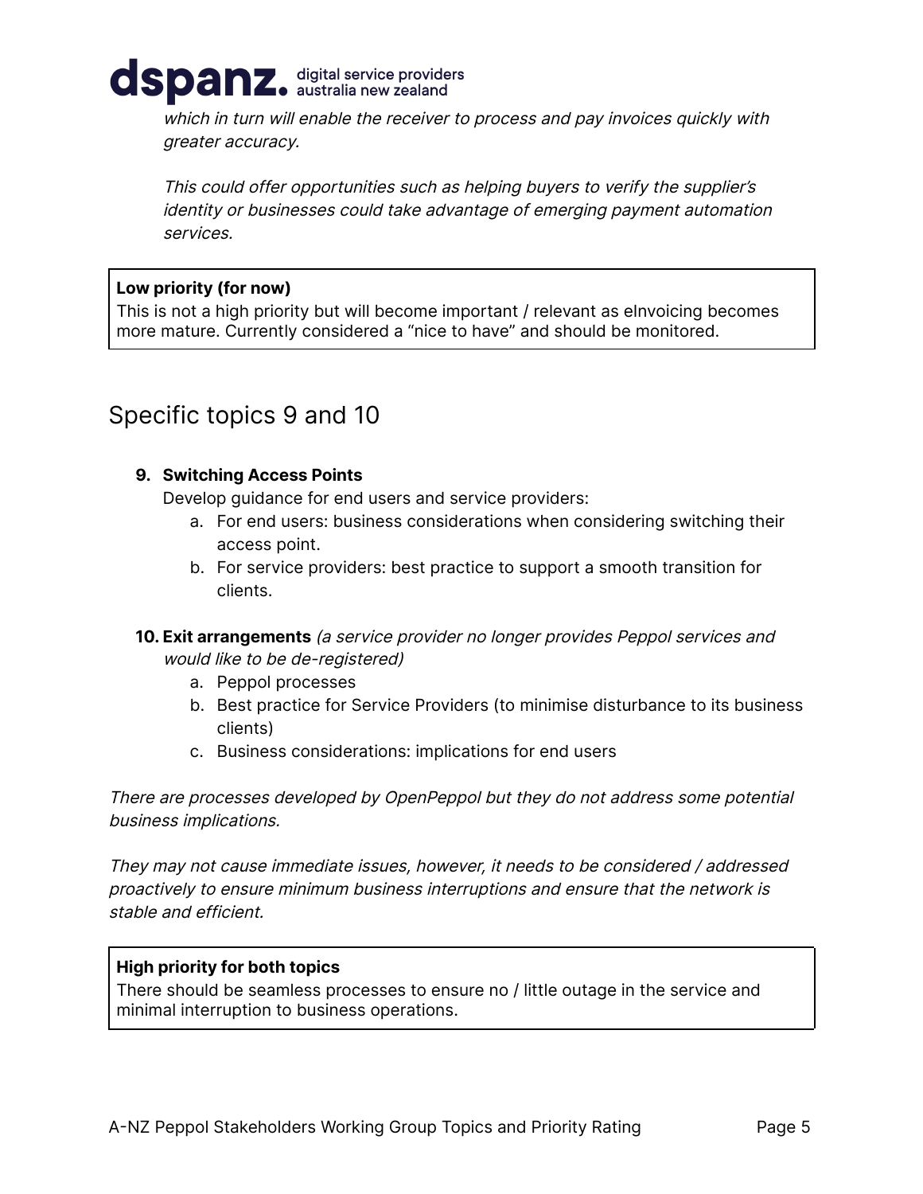*which in turn will enable the receiver to process and pay invoices quickly with greater accuracy.*

*This could offer opportunities such as helping buyers to verify the supplier's identity or businesses could take advantage of emerging payment automation services.*

> **Low priority (for now)**
> This is not a high priority but will become important / relevant as eInvoicing becomes more mature. Currently considered a "nice to have" and should be monitored.

## Specific topics 9 and 10

9. **Switching Access Points**
   Develop guidance for end users and service providers:
   a. For end users: business considerations when considering switching their access point.
   b. For service providers: best practice to support a smooth transition for clients.

10. **Exit arrangements** *(a service provider no longer provides Peppol services and would like to be de-registered)*
    a. Peppol processes
    b. Best practice for Service Providers (to minimise disturbance to its business clients)
    c. Business considerations: implications for end users

*There are processes developed by OpenPeppol but they do not address some potential business implications.*

*They may not cause immediate issues, however, it needs to be considered / addressed proactively to ensure minimum business interruptions and ensure that the network is stable and efficient.*

> **High priority for both topics**
> There should be seamless processes to ensure no / little outage in the service and minimal interruption to business operations.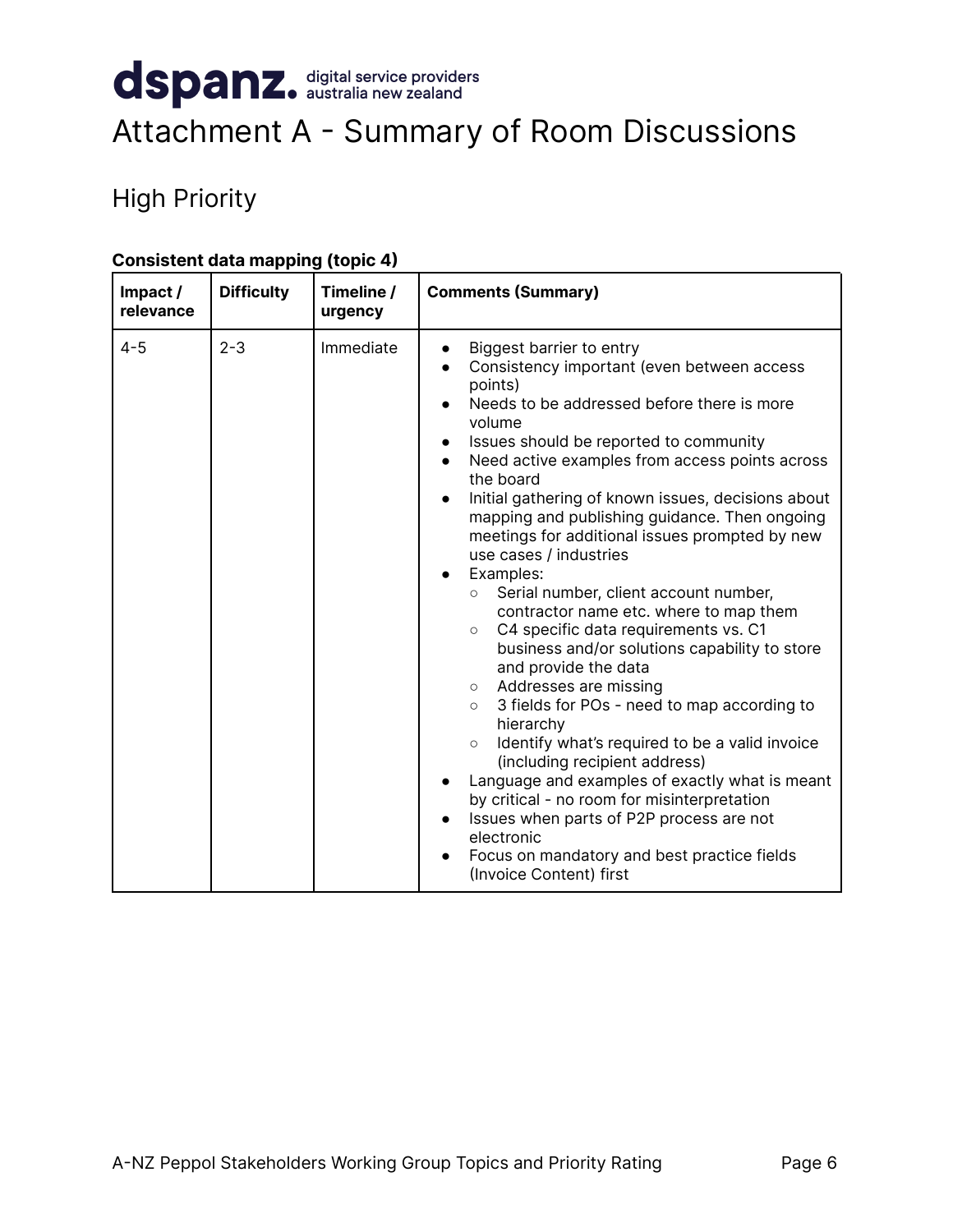# Attachment A - Summary of Room Discussions

## High Priority

**Consistent data mapping (topic 4)**

| Impact / relevance | Difficulty | Timeline / urgency | Comments (Summary) |
|---|---|---|---|
| 4-5 | 2-3 | Immediate | • Biggest barrier to entry<br>• Consistency important (even between access points)<br>• Needs to be addressed before there is more volume<br>• Issues should be reported to community<br>• Need active examples from access points across the board<br>• Initial gathering of known issues, decisions about mapping and publishing guidance. Then ongoing meetings for additional issues prompted by new use cases / industries<br>• Examples:<br>  ○ Serial number, client account number, contractor name etc. where to map them<br>  ○ C4 specific data requirements vs. C1 business and/or solutions capability to store and provide the data<br>  ○ Addresses are missing<br>  ○ 3 fields for POs - need to map according to hierarchy<br>  ○ Identify what's required to be a valid invoice (including recipient address)<br>• Language and examples of exactly what is meant by critical - no room for misinterpretation<br>• Issues when parts of P2P process are not electronic<br>• Focus on mandatory and best practice fields (Invoice Content) first |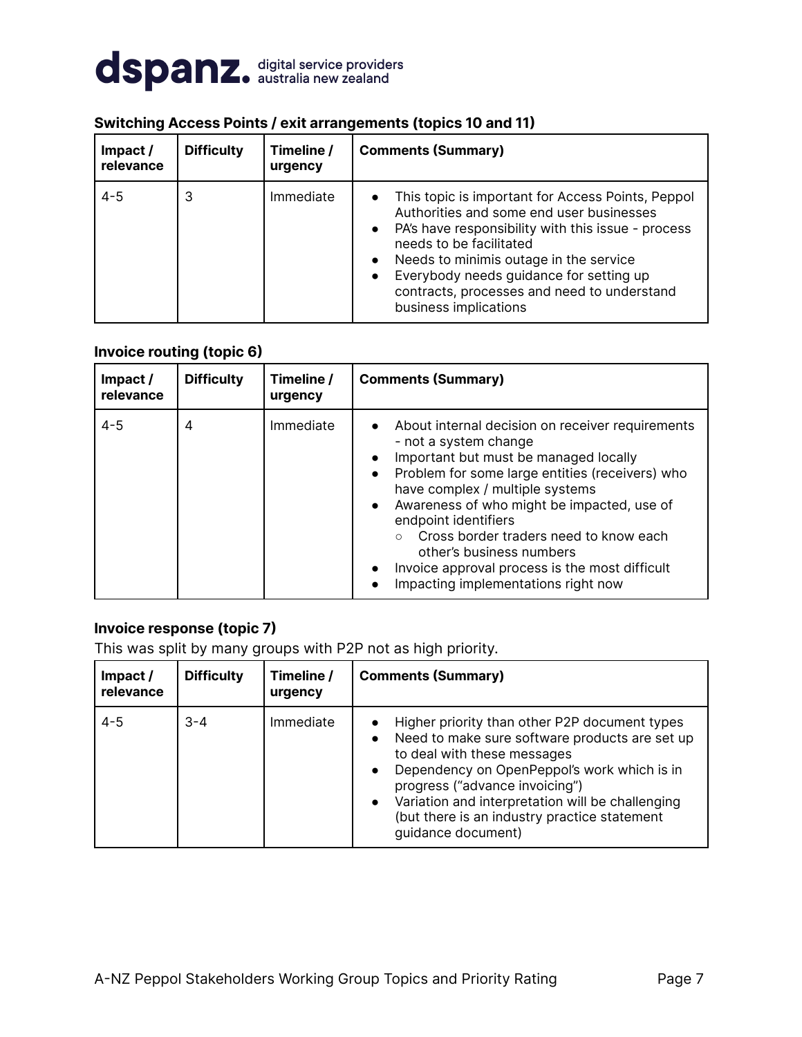### Switching Access Points / exit arrangements (topics 10 and 11)

| Impact / relevance | Difficulty | Timeline / urgency | Comments (Summary) |
|---|---|---|---|
| 4-5 | 3 | Immediate | • This topic is important for Access Points, Peppol Authorities and some end user businesses<br>• PA's have responsibility with this issue - process needs to be facilitated<br>• Needs to minimis outage in the service<br>• Everybody needs guidance for setting up contracts, processes and need to understand business implications |

### Invoice routing (topic 6)

| Impact / relevance | Difficulty | Timeline / urgency | Comments (Summary) |
|---|---|---|---|
| 4-5 | 4 | Immediate | • About internal decision on receiver requirements - not a system change<br>• Important but must be managed locally<br>• Problem for some large entities (receivers) who have complex / multiple systems<br>• Awareness of who might be impacted, use of endpoint identifiers<br>&nbsp;&nbsp;&nbsp;&nbsp;○ Cross border traders need to know each other's business numbers<br>• Invoice approval process is the most difficult<br>• Impacting implementations right now |

### Invoice response (topic 7)

This was split by many groups with P2P not as high priority.

| Impact / relevance | Difficulty | Timeline / urgency | Comments (Summary) |
|---|---|---|---|
| 4-5 | 3-4 | Immediate | • Higher priority than other P2P document types<br>• Need to make sure software products are set up to deal with these messages<br>• Dependency on OpenPeppol's work which is in progress ("advance invoicing")<br>• Variation and interpretation will be challenging (but there is an industry practice statement guidance document) |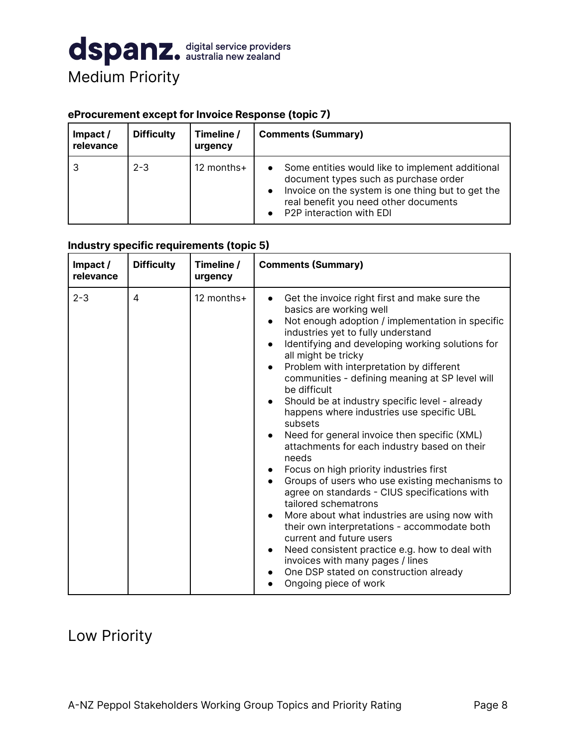## Medium Priority

**eProcurement except for Invoice Response (topic 7)**

| Impact / relevance | Difficulty | Timeline / urgency | Comments (Summary) |
|---|---|---|---|
| 3 | 2-3 | 12 months+ | • Some entities would like to implement additional document types such as purchase order<br>• Invoice on the system is one thing but to get the real benefit you need other documents<br>• P2P interaction with EDI |

**Industry specific requirements (topic 5)**

| Impact / relevance | Difficulty | Timeline / urgency | Comments (Summary) |
|---|---|---|---|
| 2-3 | 4 | 12 months+ | • Get the invoice right first and make sure the basics are working well<br>• Not enough adoption / implementation in specific industries yet to fully understand<br>• Identifying and developing working solutions for all might be tricky<br>• Problem with interpretation by different communities - defining meaning at SP level will be difficult<br>• Should be at industry specific level - already happens where industries use specific UBL subsets<br>• Need for general invoice then specific (XML) attachments for each industry based on their needs<br>• Focus on high priority industries first<br>• Groups of users who use existing mechanisms to agree on standards - CIUS specifications with tailored schematrons<br>• More about what industries are using now with their own interpretations - accommodate both current and future users<br>• Need consistent practice e.g. how to deal with invoices with many pages / lines<br>• One DSP stated on construction already<br>• Ongoing piece of work |

## Low Priority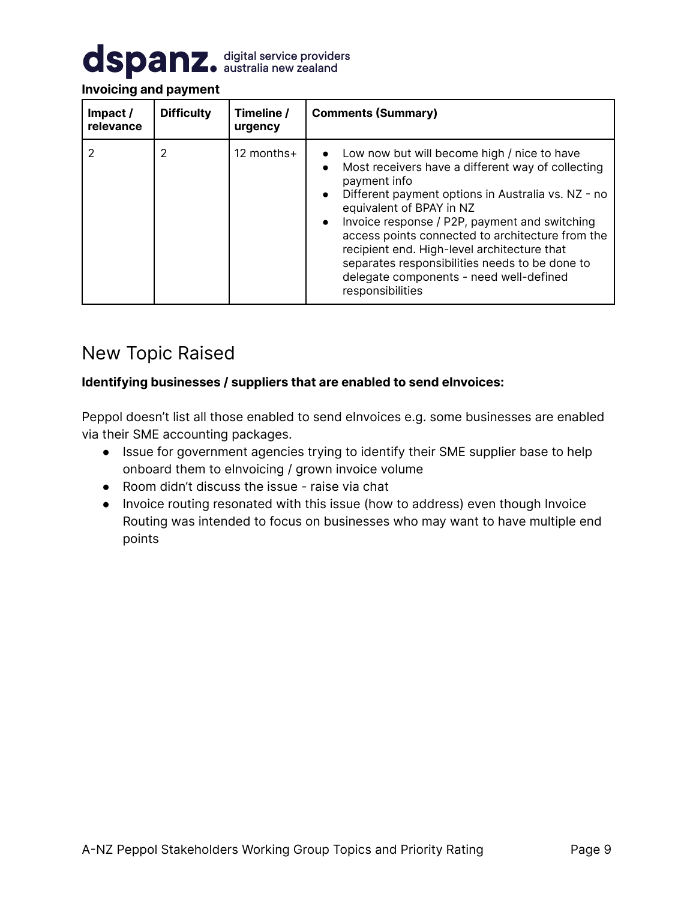**Invoicing and payment**

| Impact / relevance | Difficulty | Timeline / urgency | Comments (Summary) |
|---|---|---|---|
| 2 | 2 | 12 months+ | • Low now but will become high / nice to have<br>• Most receivers have a different way of collecting payment info<br>• Different payment options in Australia vs. NZ - no equivalent of BPAY in NZ<br>• Invoice response / P2P, payment and switching access points connected to architecture from the recipient end. High-level architecture that separates responsibilities needs to be done to delegate components - need well-defined responsibilities |

## New Topic Raised

**Identifying businesses / suppliers that are enabled to send eInvoices:**

Peppol doesn't list all those enabled to send eInvoices e.g. some businesses are enabled via their SME accounting packages.

- Issue for government agencies trying to identify their SME supplier base to help onboard them to eInvoicing / grown invoice volume
- Room didn't discuss the issue - raise via chat
- Invoice routing resonated with this issue (how to address) even though Invoice Routing was intended to focus on businesses who may want to have multiple end points